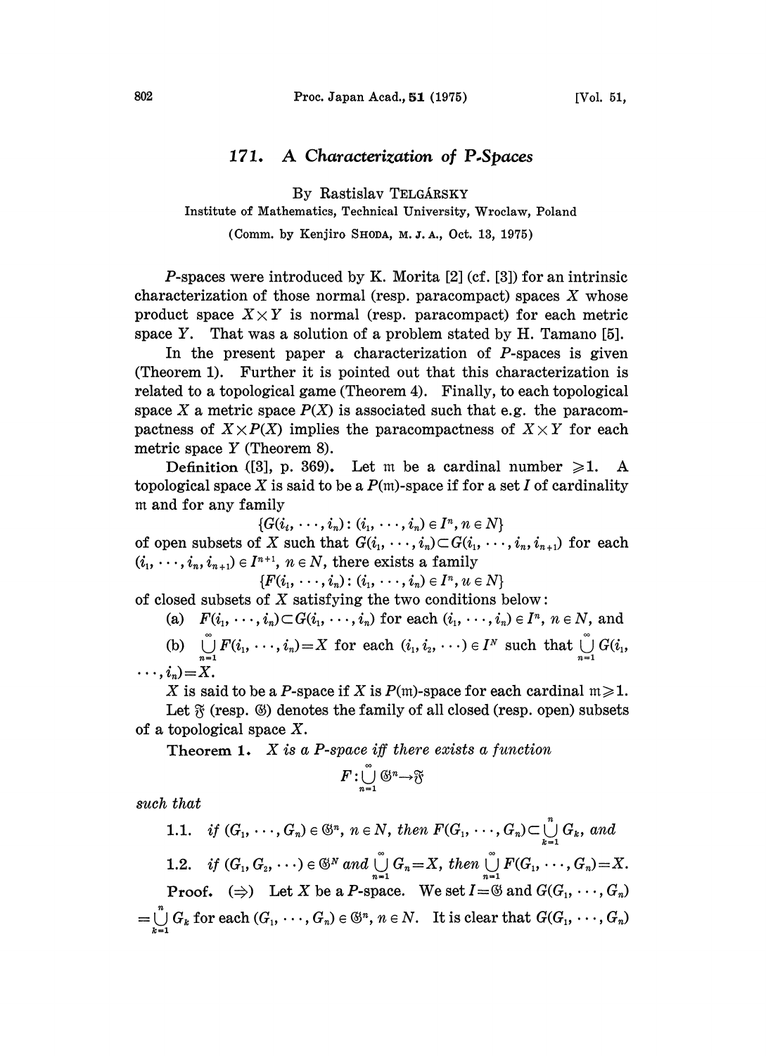# 171. A Characterization of P-Spaces

By Rastislav TELGÁRSKY

Institute of Mathematics, Technical University, Wroclaw, Poland

(Comm. by Kenjiro SHODA, M. J. A., Oct. 13, 1975)

*P*-spaces were introduced by K. Morita [2] (cf. [3]) for an intrinsic characterization of those normal (resp. paracompact) spaces $X$ whose product space $X \times Y$ is normal (resp. paracompact) for each metric space $Y$. That was a solution of a problem stated by H. Tamano [5].

In the present paper a characterization of *P*-spaces is given (Theorem 1). Further it is pointed out that this characterization is related to a topological game (Theorem 4). Finally, to each topological space $X$ a metric space $P(X)$ is associated such that e.g. the paracompactness of $X \times P(X)$ implies the paracompactness of $X \times Y$ for each metric space $Y$ (Theorem 8).

**Definition** ([3], p. 369). Let $\mathfrak{m}$ be a cardinal number $\geqslant 1$. A topological space $X$ is said to be a $P(\mathfrak{m})$-space if for a set $I$ of cardinality $\mathfrak{m}$ and for any family

$$\{G(i_1, \cdots, i_n) : (i_1, \cdots, i_n) \in I^n, n \in N\}$$

of open subsets of $X$ such that $G(i_1, \cdots, i_n) \subset G(i_1, \cdots, i_n, i_{n+1})$ for each $(i_1, \cdots, i_n, i_{n+1}) \in I^{n+1}$, $n \in N$, there exists a family

$$\{F(i_1, \cdots, i_n) : (i_1, \cdots, i_n) \in I^n, u \in N\}$$

of closed subsets of $X$ satisfying the two conditions below:

(a) $F(i_1, \cdots, i_n) \subset G(i_1, \cdots, i_n)$ for each $(i_1, \cdots, i_n) \in I^n$, $n \in N$, and

(b) $\bigcup_{n=1}^{\infty} F(i_1, \cdots, i_n) = X$ for each $(i_1, i_2, \cdots) \in I^N$ such that $\bigcup_{n=1}^{\infty} G(i_1, \cdots, i_n) = X$.

$X$ is said to be a *P*-space if $X$ is $P(\mathfrak{m})$-space for each cardinal $\mathfrak{m} \geqslant 1$.

Let $\mathfrak{F}$ (resp. $\mathfrak{G}$) denotes the family of all closed (resp. open) subsets of a topological space $X$.

**Theorem 1.** *$X$ is a P-space iff there exists a function*

$$F : \bigcup_{n=1}^{\infty} \mathfrak{G}^n \to \mathfrak{F}$$

*such that*

1.1. *if $(G_1, \cdots, G_n) \in \mathfrak{G}^n$, $n \in N$, then $F(G_1, \cdots, G_n) \subset \bigcup_{k=1}^{n} G_k$, and*

1.2. *if $(G_1, G_2, \cdots) \in \mathfrak{G}^N$ and $\bigcup_{n=1}^{\infty} G_n = X$, then $\bigcup_{n=1}^{\infty} F(G_1, \cdots, G_n) = X$.*

**Proof.** ($\Rightarrow$) Let $X$ be a *P*-space. We set $I = \mathfrak{G}$ and $G(G_1, \cdots, G_n) = \bigcup_{k=1}^{n} G_k$ for each $(G_1, \cdots, G_n) \in \mathfrak{G}^n$, $n \in N$. It is clear that $G(G_1, \cdots, G_n)$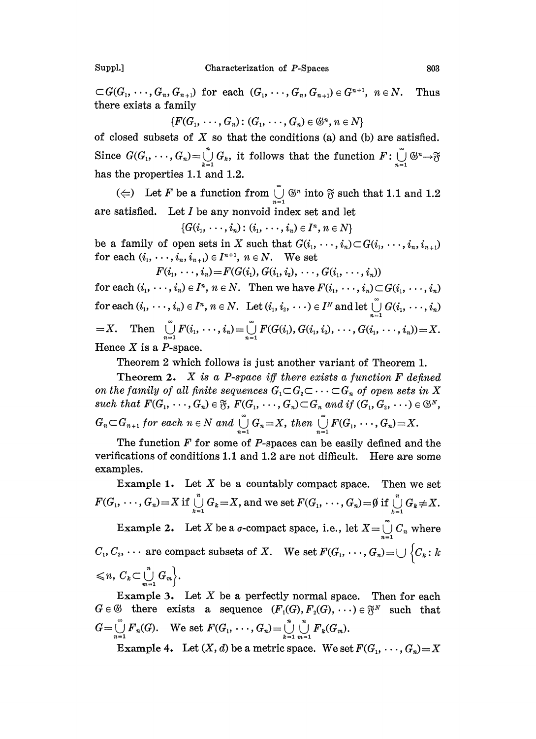$\subset G(G_1, \cdots, G_n, G_{n+1})$ for each $(G_1, \cdots, G_n, G_{n+1}) \in G^{n+1}$, $n \in N$. Thus there exists a family

$$\{F(G_1, \cdots, G_n) : (G_1, \cdots, G_n) \in \mathfrak{G}^n, n \in N\}$$

of closed subsets of $X$ so that the conditions (a) and (b) are satisfied. Since $G(G_1, \cdots, G_n) = \bigcup_{k=1}^{n} G_k$, it follows that the function $F : \bigcup_{n=1}^{\infty} \mathfrak{G}^n \to \mathfrak{F}$ has the properties 1.1 and 1.2.

($\Leftarrow$) Let $F$ be a function from $\bigcup_{n=1}^{\infty} \mathfrak{G}^n$ into $\mathfrak{F}$ such that 1.1 and 1.2 are satisfied. Let $I$ be any nonvoid index set and let

$$\{G(i_1, \cdots, i_n) : (i_1, \cdots, i_n) \in I^n, n \in N\}$$

be a family of open sets in $X$ such that $G(i_1, \cdots, i_n) \subset G(i_1, \cdots, i_n, i_{n+1})$ for each $(i_1, \cdots, i_n, i_{n+1}) \in I^{n+1}$, $n \in N$. We set

$$F(i_1, \cdots, i_n) = F(G(i_1), G(i_1, i_2), \cdots, G(i_1, \cdots, i_n))$$

for each $(i_1, \cdots, i_n) \in I^n$, $n \in N$. Then we have $F(i_1, \cdots, i_n) \subset G(i_1, \cdots, i_n)$ for each $(i_1, \cdots, i_n) \in I^n$, $n \in N$. Let $(i_1, i_2, \cdots) \in I^N$ and let $\bigcup_{n=1}^{\infty} G(i_1, \cdots, i_n) = X$. Then $\bigcup_{n=1}^{\infty} F(i_1, \cdots, i_n) = \bigcup_{n=1}^{\infty} F(G(i_1), G(i_1, i_2), \cdots, G(i_1, \cdots, i_n)) = X$. Hence $X$ is a $P$-space.

Theorem 2 which follows is just another variant of Theorem 1.

**Theorem 2.** *$X$ is a $P$-space iff there exists a function $F$ defined on the family of all finite sequences $G_1 \subset G_2 \subset \cdots \subset G_n$ of open sets in $X$ such that $F(G_1, \cdots, G_n) \in \mathfrak{F}$, $F(G_1, \cdots, G_n) \subset G_n$ and if $(G_1, G_2, \cdots) \in \mathfrak{G}^N$, $G_n \subset G_{n+1}$ for each $n \in N$ and $\bigcup_{n=1}^{\infty} G_n = X$, then $\bigcup_{n=1}^{\infty} F(G_1, \cdots, G_n) = X$.*

The function $F$ for some of $P$-spaces can be easily defined and the verifications of conditions 1.1 and 1.2 are not difficult. Here are some examples.

**Example 1.** Let $X$ be a countably compact space. Then we set $F(G_1, \cdots, G_n) = X$ if $\bigcup_{k=1}^{n} G_k = X$, and we set $F(G_1, \cdots, G_n) = \emptyset$ if $\bigcup_{k=1}^{n} G_k \neq X$.

**Example 2.** Let $X$ be a $\sigma$-compact space, i.e., let $X = \bigcup_{n=1}^{\infty} C_n$ where $C_1, C_2, \cdots$ are compact subsets of $X$. We set $F(G_1, \cdots, G_n) = \bigcup \left\{C_k : k \leqslant n, C_k \subset \bigcup_{m=1}^{n} G_m\right\}$.

**Example 3.** Let $X$ be a perfectly normal space. Then for each $G \in \mathfrak{G}$ there exists a sequence $(F_1(G), F_2(G), \cdots) \in \mathfrak{F}^N$ such that $G = \bigcup_{n=1}^{\infty} F_n(G)$. We set $F(G_1, \cdots, G_n) = \bigcup_{k=1}^{n} \bigcup_{m=1}^{n} F_k(G_m)$.

**Example 4.** Let $(X, d)$ be a metric space. We set $F(G_1, \cdots, G_n) = X$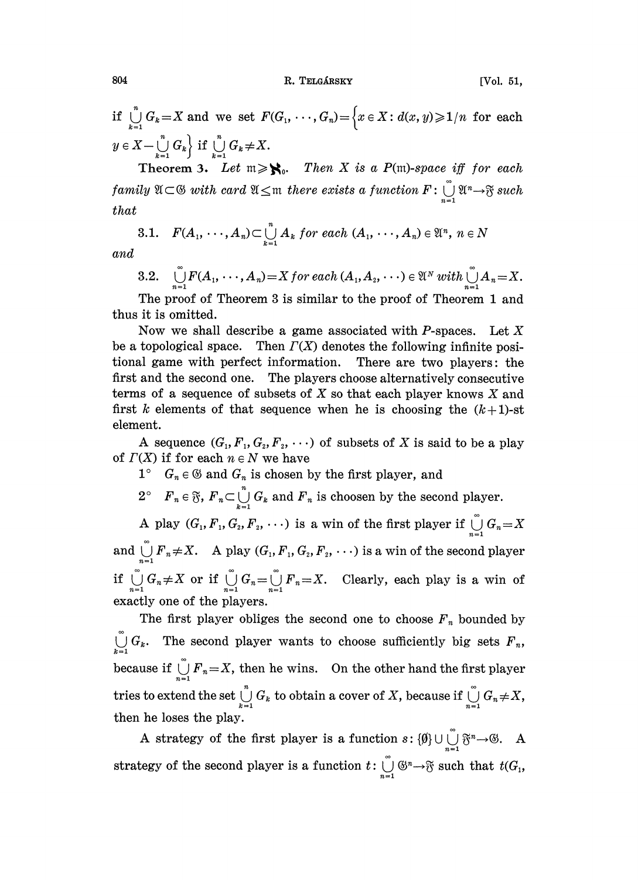if $\bigcup_{k=1}^{n} G_k = X$ and we set $F(G_1, \cdots, G_n) = \left\{x \in X : d(x, y) \geqslant 1/n \text{ for each } y \in X - \bigcup_{k=1}^{n} G_k\right\}$ if $\bigcup_{k=1}^{n} G_k \neq X$.

**Theorem 3.** *Let* $\mathfrak{m} \geqslant \aleph_0$. *Then* $X$ *is a* $P(\mathfrak{m})$*-space iff for each family* $\mathfrak{A} \subset \mathfrak{G}$ *with* card $\mathfrak{A} \leq \mathfrak{m}$ *there exists a function* $F : \bigcup_{n=1}^{\infty} \mathfrak{A}^n \to \mathfrak{F}$ *such that*

3.1. $F(A_1, \cdots, A_n) \subset \bigcup_{k=1}^{n} A_k$ *for each* $(A_1, \cdots, A_n) \in \mathfrak{A}^n$, $n \in N$

*and*

3.2. $\bigcup_{n=1}^{\infty} F(A_1, \cdots, A_n) = X$ *for each* $(A_1, A_2, \cdots) \in \mathfrak{A}^N$ *with* $\bigcup_{n=1}^{\infty} A_n = X$.

The proof of Theorem 3 is similar to the proof of Theorem 1 and thus it is omitted.

Now we shall describe a game associated with $P$-spaces. Let $X$ be a topological space. Then $\Gamma(X)$ denotes the following infinite positional game with perfect information. There are two players: the first and the second one. The players choose alternatively consecutive terms of a sequence of subsets of $X$ so that each player knows $X$ and first $k$ elements of that sequence when he is choosing the $(k+1)$-st element.

A sequence $(G_1, F_1, G_2, F_2, \cdots)$ of subsets of $X$ is said to be a play of $\Gamma(X)$ if for each $n \in N$ we have

1° $G_n \in \mathfrak{G}$ and $G_n$ is chosen by the first player, and

2° $F_n \in \mathfrak{F}$, $F_n \subset \bigcup_{k=1}^{n} G_k$ and $F_n$ is choosen by the second player.

A play $(G_1, F_1, G_2, F_2, \cdots)$ is a win of the first player if $\bigcup_{n=1}^{\infty} G_n = X$ and $\bigcup_{n=1}^{\infty} F_n \neq X$. A play $(G_1, F_1, G_2, F_2, \cdots)$ is a win of the second player if $\bigcup_{n=1}^{\infty} G_n \neq X$ or if $\bigcup_{n=1}^{\infty} G_n = \bigcup_{n=1}^{\infty} F_n = X$. Clearly, each play is a win of exactly one of the players.

The first player obliges the second one to choose $F_n$ bounded by $\bigcup_{k=1}^{\infty} G_k$. The second player wants to choose sufficiently big sets $F_n$, because if $\bigcup_{n=1}^{\infty} F_n = X$, then he wins. On the other hand the first player tries to extend the set $\bigcup_{k=1}^{n} G_k$ to obtain a cover of $X$, because if $\bigcup_{n=1}^{\infty} G_n \neq X$, then he loses the play.

A strategy of the first player is a function $s : \{\emptyset\} \cup \bigcup_{n=1}^{\infty} \mathfrak{F}^n \to \mathfrak{G}$. A strategy of the second player is a function $t : \bigcup_{n=1}^{\infty} \mathfrak{G}^n \to \mathfrak{F}$ such that $t(G_1,$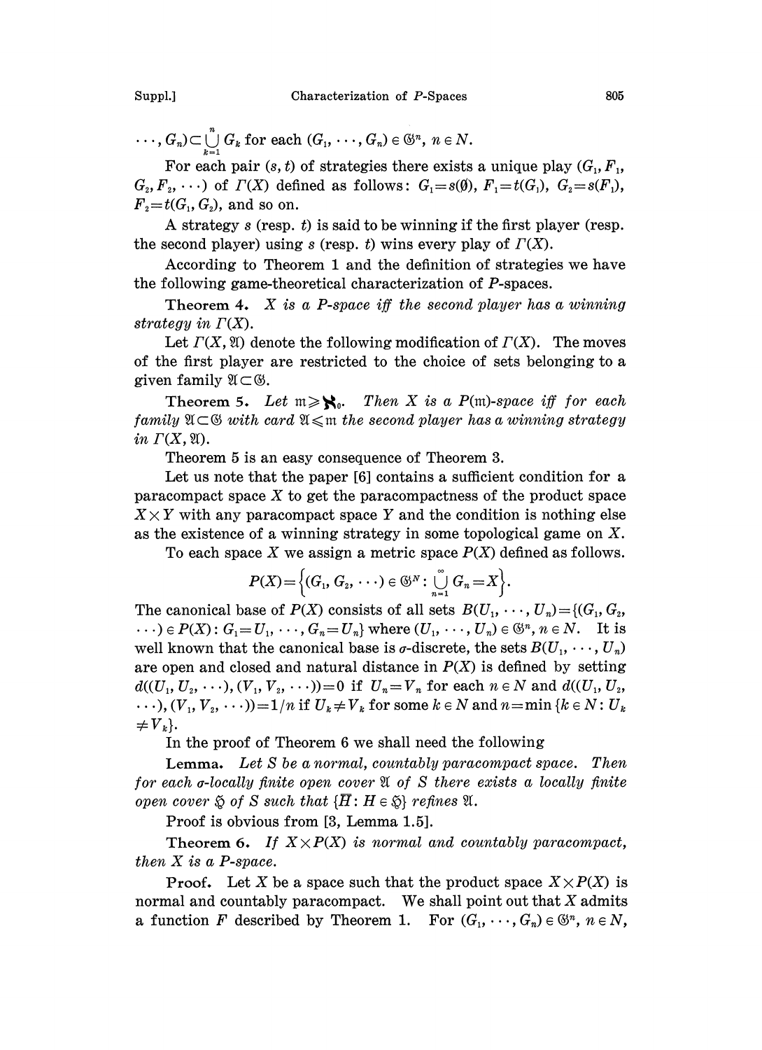$\cdots, G_n) \subset \bigcup_{k=1}^{n} G_k$ for each $(G_1, \cdots, G_n) \in \mathfrak{G}^n$, $n \in N$.

For each pair $(s, t)$ of strategies there exists a unique play $(G_1, F_1, G_2, F_2, \cdots)$ of $\Gamma(X)$ defined as follows: $G_1 = s(\emptyset)$, $F_1 = t(G_1)$, $G_2 = s(F_1)$, $F_2 = t(G_1, G_2)$, and so on.

A strategy $s$ (resp. $t$) is said to be winning if the first player (resp. the second player) using $s$ (resp. $t$) wins every play of $\Gamma(X)$.

According to Theorem 1 and the definition of strategies we have the following game-theoretical characterization of $P$-spaces.

**Theorem 4.** *$X$ is a $P$-space iff the second player has a winning strategy in $\Gamma(X)$.*

Let $\Gamma(X, \mathfrak{A})$ denote the following modification of $\Gamma(X)$. The moves of the first player are restricted to the choice of sets belonging to a given family $\mathfrak{A} \subset \mathfrak{G}$.

**Theorem 5.** *Let $\mathfrak{m} \geqslant \aleph_0$. Then $X$ is a $P(\mathfrak{m})$-space iff for each family $\mathfrak{A} \subset \mathfrak{G}$ with card $\mathfrak{A} \leqslant \mathfrak{m}$ the second player has a winning strategy in $\Gamma(X, \mathfrak{A})$.*

Theorem 5 is an easy consequence of Theorem 3.

Let us note that the paper [6] contains a sufficient condition for a paracompact space $X$ to get the paracompactness of the product space $X \times Y$ with any paracompact space $Y$ and the condition is nothing else as the existence of a winning strategy in some topological game on $X$.

To each space $X$ we assign a metric space $P(X)$ defined as follows.

$$P(X) = \left\{(G_1, G_2, \cdots) \in \mathfrak{G}^N : \bigcup_{n=1}^{\infty} G_n = X\right\}.$$

The canonical base of $P(X)$ consists of all sets $B(U_1, \cdots, U_n) = \{(G_1, G_2, \cdots) \in P(X) : G_1 = U_1, \cdots, G_n = U_n\}$ where $(U_1, \cdots, U_n) \in \mathfrak{G}^n$, $n \in N$. It is well known that the canonical base is $\sigma$-discrete, the sets $B(U_1, \cdots, U_n)$ are open and closed and natural distance in $P(X)$ is defined by setting $d((U_1, U_2, \cdots), (V_1, V_2, \cdots)) = 0$ if $U_n = V_n$ for each $n \in N$ and $d((U_1, U_2, \cdots), (V_1, V_2, \cdots)) = 1/n$ if $U_k \neq V_k$ for some $k \in N$ and $n = \min\{k \in N : U_k \neq V_k\}$.

In the proof of Theorem 6 we shall need the following

**Lemma.** *Let $S$ be a normal, countably paracompact space. Then for each $\sigma$-locally finite open cover $\mathfrak{A}$ of $S$ there exists a locally finite open cover $\mathfrak{H}$ of $S$ such that $\{\overline{H} : H \in \mathfrak{H}\}$ refines $\mathfrak{A}$.*

Proof is obvious from [3, Lemma 1.5].

**Theorem 6.** *If $X \times P(X)$ is normal and countably paracompact, then $X$ is a $P$-space.*

**Proof.** Let $X$ be a space such that the product space $X \times P(X)$ is normal and countably paracompact. We shall point out that $X$ admits a function $F$ described by Theorem 1. For $(G_1, \cdots, G_n) \in \mathfrak{G}^n$, $n \in N$,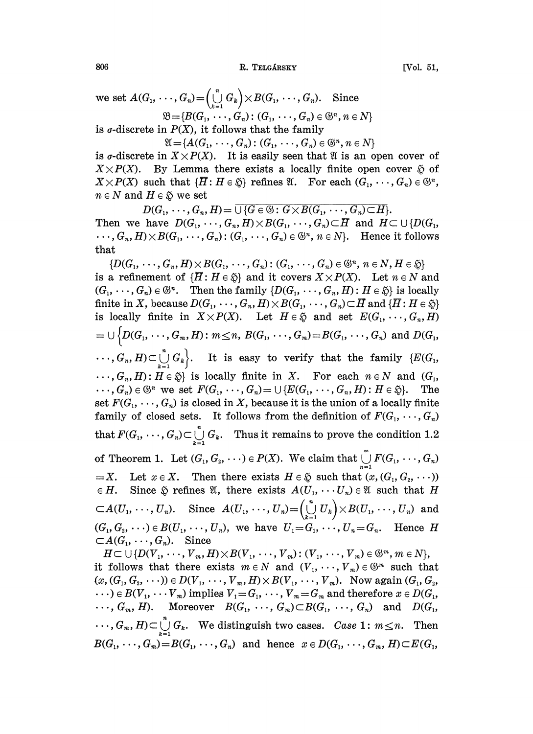we set $A(G_1, \cdots, G_n) = \left(\bigcup_{k=1}^{n} G_k\right) \times B(G_1, \cdots, G_n)$. Since

$$\mathfrak{B} = \{B(G_1, \cdots, G_n) : (G_1, \cdots, G_n) \in \mathfrak{G}^n, n \in N\}$$

is $\sigma$-discrete in $P(X)$, it follows that the family

$$\mathfrak{A} = \{A(G_1, \cdots, G_n) : (G_1, \cdots, G_n) \in \mathfrak{G}^n, n \in N\}$$

is $\sigma$-discrete in $X \times P(X)$. It is easily seen that $\mathfrak{A}$ is an open cover of $X \times P(X)$. By Lemma there exists a locally finite open cover $\mathfrak{H}$ of $X \times P(X)$ such that $\{\overline{H} : H \in \mathfrak{H}\}$ refines $\mathfrak{A}$. For each $(G_1, \cdots, G_n) \in \mathfrak{G}^n$, $n \in N$ and $H \in \mathfrak{H}$ we set

$$D(G_1, \cdots, G_n, H) = \overline{\bigcup\{G \in \mathfrak{G} : G \times B(G_1, \cdots, G_n) \subset H\}}.$$

Then we have $D(G_1, \cdots, G_n, H) \times B(G_1, \cdots, G_n) \subset \overline{H}$ and $H \subset \bigcup\{D(G_1, \cdots, G_n, H) \times B(G_1, \cdots, G_n) : (G_1, \cdots, G_n) \in \mathfrak{G}^n, n \in N\}$. Hence it follows that

$\{D(G_1, \cdots, G_n, H) \times B(G_1, \cdots, G_n) : (G_1, \cdots, G_n) \in \mathfrak{G}^n, n \in N, H \in \mathfrak{H}\}$ is a refinement of $\{\overline{H} : H \in \mathfrak{H}\}$ and it covers $X \times P(X)$. Let $n \in N$ and $(G_1, \cdots, G_n) \in \mathfrak{G}^n$. Then the family $\{D(G_1, \cdots, G_n, H) : H \in \mathfrak{H}\}$ is locally finite in $X$, because $D(G_1, \cdots, G_n, H) \times B(G_1, \cdots, G_n) \subset \overline{H}$ and $\{\overline{H} : H \in \mathfrak{H}\}$ is locally finite in $X \times P(X)$. Let $H \in \mathfrak{H}$ and set $E(G_1, \cdots, G_n, H) = \bigcup\left\{D(G_1, \cdots, G_m, H) : m \leq n,\ B(G_1, \cdots, G_m) = B(G_1, \cdots, G_n) \text{ and } D(G_1, \cdots, G_n, H) \subset \bigcup_{k=1}^{n} G_k\right\}$. It is easy to verify that the family $\{E(G_1, \cdots, G_n, H) : H \in \mathfrak{H}\}$ is locally finite in $X$. For each $n \in N$ and $(G_1, \cdots, G_n) \in \mathfrak{G}^n$ we set $F(G_1, \cdots, G_n) = \bigcup\{E(G_1, \cdots, G_n, H) : H \in \mathfrak{H}\}$. The set $F(G_1, \cdots, G_n)$ is closed in $X$, because it is the union of a locally finite family of closed sets. It follows from the definition of $F(G_1, \cdots, G_n)$ that $F(G_1, \cdots, G_n) \subset \bigcup_{k=1}^{n} G_k$. Thus it remains to prove the condition 1.2 of Theorem 1. Let $(G_1, G_2, \cdots) \in P(X)$. We claim that $\bigcup_{n=1}^{\infty} F(G_1, \cdots, G_n) = X$. Let $x \in X$. Then there exists $H \in \mathfrak{H}$ such that $(x, (G_1, G_2, \cdots)) \in H$. Since $\mathfrak{H}$ refines $\mathfrak{A}$, there exists $A(U_1, \cdots U_n) \in \mathfrak{A}$ such that $H \subset A(U_1, \cdots, U_n)$. Since $A(U_1, \cdots, U_n) = \left(\bigcup_{k=1}^{n} U_k\right) \times B(U_1, \cdots, U_n)$ and $(G_1, G_2, \cdots) \in B(U_1, \cdots, U_n)$, we have $U_1 = G_1, \cdots, U_n = G_n$. Hence $H \subset A(G_1, \cdots, G_n)$. Since

$H \subset \bigcup\{D(V_1, \cdots, V_m, H) \times B(V_1, \cdots, V_m) : (V_1, \cdots, V_m) \in \mathfrak{G}^m, m \in N\}$, it follows that there exists $m \in N$ and $(V_1, \cdots, V_m) \in \mathfrak{G}^m$ such that $(x, (G_1, G_2, \cdots)) \in D(V_1, \cdots, V_m, H) \times B(V_1, \cdots, V_m)$. Now again $(G_1, G_2, \cdots) \in B(V_1, \cdots V_m)$ implies $V_1 = G_1, \cdots, V_m = G_m$ and therefore $x \in D(G_1, \cdots, G_m, H)$. Moreover $B(G_1, \cdots, G_m) \subset B(G_1, \cdots, G_n)$ and $D(G_1, \cdots, G_m, H) \subset \bigcup_{k=1}^{n} G_k$. We distinguish two cases. *Case* 1: $m \leq n$. Then $B(G_1, \cdots, G_m) = B(G_1, \cdots, G_n)$ and hence $x \in D(G_1, \cdots, G_m, H) \subset E(G_1,$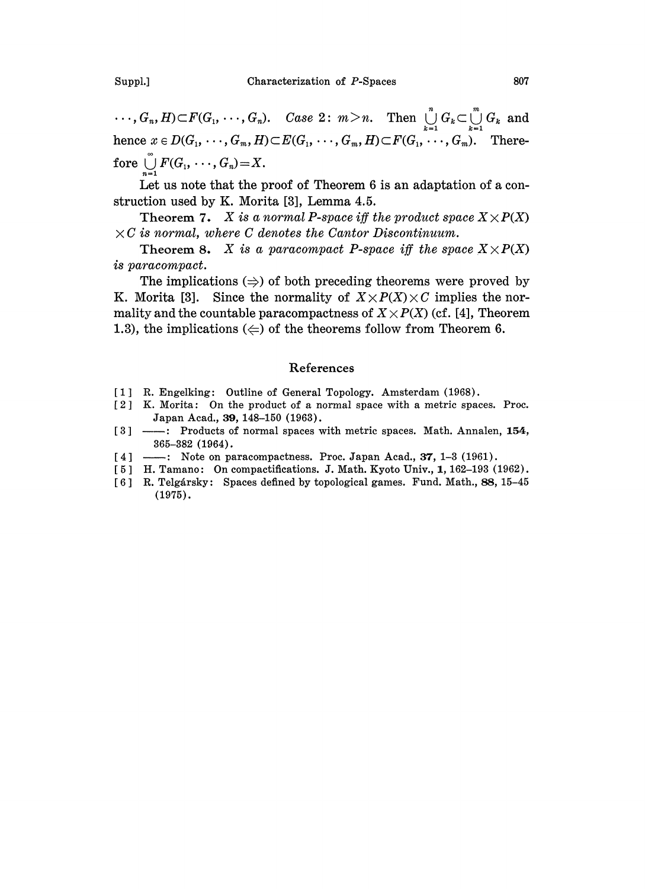$\cdots, G_n, H) \subset F(G_1, \cdots, G_n)$. *Case* 2: $m > n$. Then $\bigcup_{k=1}^{n} G_k \subset \bigcup_{k=1}^{m} G_k$ and hence $x \in D(G_1, \cdots, G_m, H) \subset E(G_1, \cdots, G_m, H) \subset F(G_1, \cdots, G_m)$. Therefore $\bigcup_{n=1}^{\infty} F(G_1, \cdots, G_n) = X$.

Let us note that the proof of Theorem 6 is an adaptation of a construction used by K. Morita [3], Lemma 4.5.

**Theorem 7.** *$X$ is a normal P-space iff the product space $X \times P(X) \times C$ is normal, where $C$ denotes the Cantor Discontinuum.*

**Theorem 8.** *$X$ is a paracompact P-space iff the space $X \times P(X)$ is paracompact.*

The implications ($\Rightarrow$) of both preceding theorems were proved by K. Morita [3]. Since the normality of $X \times P(X) \times C$ implies the normality and the countable paracompactness of $X \times P(X)$ (cf. [4], Theorem 1.3), the implications ($\Leftarrow$) of the theorems follow from Theorem 6.

## References

[1] R. Engelking: Outline of General Topology. Amsterdam (1968).

[2] K. Morita: On the product of a normal space with a metric spaces. Proc. Japan Acad., **39**, 148–150 (1963).

[3] ——: Products of normal spaces with metric spaces. Math. Annalen, **154**, 365–382 (1964).

[4] ——: Note on paracompactness. Proc. Japan Acad., **37**, 1–3 (1961).

[5] H. Tamano: On compactifications. J. Math. Kyoto Univ., **1**, 162–193 (1962).

[6] R. Telgársky: Spaces defined by topological games. Fund. Math., **88**, 15–45 (1975).